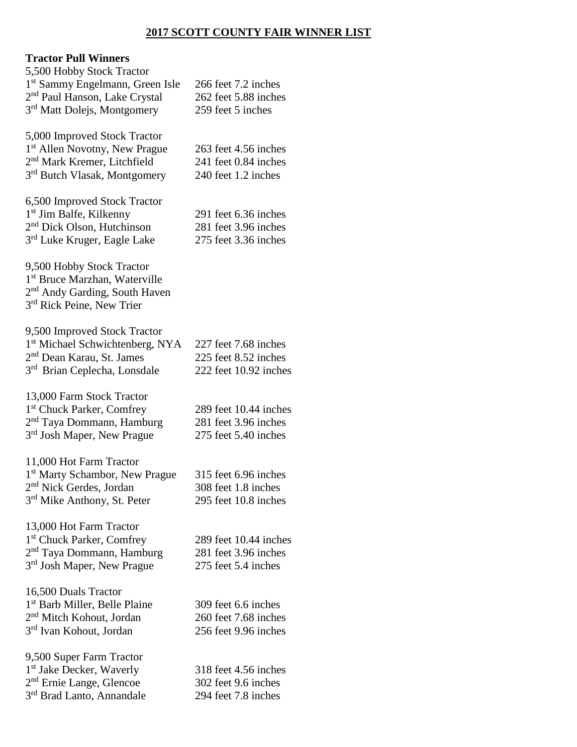# 2017 SCOTT COUNTY FAIR WINNER LIST

## Tractor Pull Winners

5,500 Hobby Stock Tractor

| | |
|---|---|
| 1st Sammy Engelmann, Green Isle | 266 feet 7.2 inches |
| 2nd Paul Hanson, Lake Crystal | 262 feet 5.88 inches |
| 3rd Matt Dolejs, Montgomery | 259 feet 5 inches |

5,000 Improved Stock Tractor

| | |
|---|---|
| 1st Allen Novotny, New Prague | 263 feet 4.56 inches |
| 2nd Mark Kremer, Litchfield | 241 feet 0.84 inches |
| 3rd Butch Vlasak, Montgomery | 240 feet 1.2 inches |

6,500 Improved Stock Tractor

| | |
|---|---|
| 1st Jim Balfe, Kilkenny | 291 feet 6.36 inches |
| 2nd Dick Olson, Hutchinson | 281 feet 3.96 inches |
| 3rd Luke Kruger, Eagle Lake | 275 feet 3.36 inches |

9,500 Hobby Stock Tractor

1st Bruce Marzhan, Waterville
2nd Andy Garding, South Haven
3rd Rick Peine, New Trier

9,500 Improved Stock Tractor

| | |
|---|---|
| 1st Michael Schwichtenberg, NYA | 227 feet 7.68 inches |
| 2nd Dean Karau, St. James | 225 feet 8.52 inches |
| 3rd Brian Ceplecha, Lonsdale | 222 feet 10.92 inches |

13,000 Farm Stock Tractor

| | |
|---|---|
| 1st Chuck Parker, Comfrey | 289 feet 10.44 inches |
| 2nd Taya Dommann, Hamburg | 281 feet 3.96 inches |
| 3rd Josh Maper, New Prague | 275 feet 5.40 inches |

11,000 Hot Farm Tractor

| | |
|---|---|
| 1st Marty Schambor, New Prague | 315 feet 6.96 inches |
| 2nd Nick Gerdes, Jordan | 308 feet 1.8 inches |
| 3rd Mike Anthony, St. Peter | 295 feet 10.8 inches |

13,000 Hot Farm Tractor

| | |
|---|---|
| 1st Chuck Parker, Comfrey | 289 feet 10.44 inches |
| 2nd Taya Dommann, Hamburg | 281 feet 3.96 inches |
| 3rd Josh Maper, New Prague | 275 feet 5.4 inches |

16,500 Duals Tractor

| | |
|---|---|
| 1st Barb Miller, Belle Plaine | 309 feet 6.6 inches |
| 2nd Mitch Kohout, Jordan | 260 feet 7.68 inches |
| 3rd Ivan Kohout, Jordan | 256 feet 9.96 inches |

9,500 Super Farm Tractor

| | |
|---|---|
| 1st Jake Decker, Waverly | 318 feet 4.56 inches |
| 2nd Ernie Lange, Glencoe | 302 feet 9.6 inches |
| 3rd Brad Lanto, Annandale | 294 feet 7.8 inches |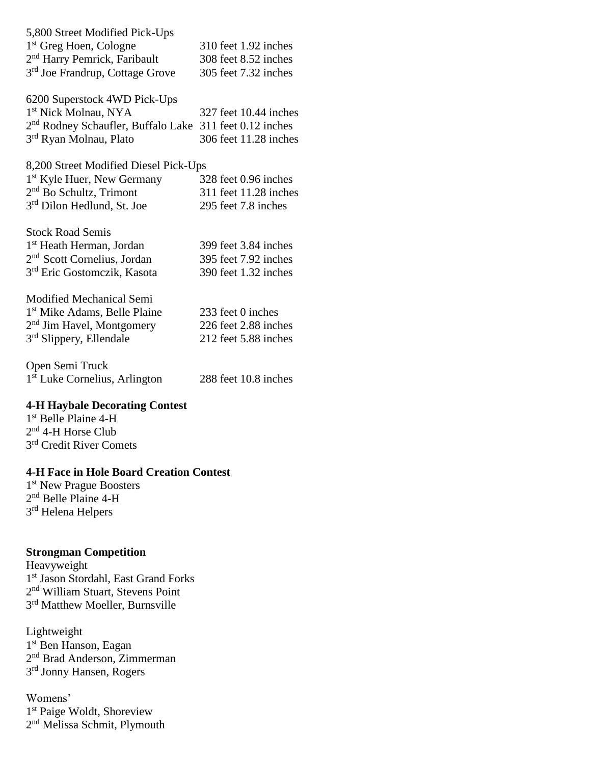5,800 Street Modified Pick-Ups

| | |
|---|---|
| 1st Greg Hoen, Cologne | 310 feet 1.92 inches |
| 2nd Harry Pemrick, Faribault | 308 feet 8.52 inches |
| 3rd Joe Frandrup, Cottage Grove | 305 feet 7.32 inches |

6200 Superstock 4WD Pick-Ups

| | |
|---|---|
| 1st Nick Molnau, NYA | 327 feet 10.44 inches |
| 2nd Rodney Schaufler, Buffalo Lake | 311 feet 0.12 inches |
| 3rd Ryan Molnau, Plato | 306 feet 11.28 inches |

8,200 Street Modified Diesel Pick-Ups

| | |
|---|---|
| 1st Kyle Huer, New Germany | 328 feet 0.96 inches |
| 2nd Bo Schultz, Trimont | 311 feet 11.28 inches |
| 3rd Dilon Hedlund, St. Joe | 295 feet 7.8 inches |

Stock Road Semis

| | |
|---|---|
| 1st Heath Herman, Jordan | 399 feet 3.84 inches |
| 2nd Scott Cornelius, Jordan | 395 feet 7.92 inches |
| 3rd Eric Gostomczik, Kasota | 390 feet 1.32 inches |

Modified Mechanical Semi

| | |
|---|---|
| 1st Mike Adams, Belle Plaine | 233 feet 0 inches |
| 2nd Jim Havel, Montgomery | 226 feet 2.88 inches |
| 3rd Slippery, Ellendale | 212 feet 5.88 inches |

Open Semi Truck

| | |
|---|---|
| 1st Luke Cornelius, Arlington | 288 feet 10.8 inches |

**4-H Haybale Decorating Contest**

1st Belle Plaine 4-H
2nd 4-H Horse Club
3rd Credit River Comets

**4-H Face in Hole Board Creation Contest**

1st New Prague Boosters
2nd Belle Plaine 4-H
3rd Helena Helpers

**Strongman Competition**

Heavyweight
1st Jason Stordahl, East Grand Forks
2nd William Stuart, Stevens Point
3rd Matthew Moeller, Burnsville

Lightweight
1st Ben Hanson, Eagan
2nd Brad Anderson, Zimmerman
3rd Jonny Hansen, Rogers

Womens'
1st Paige Woldt, Shoreview
2nd Melissa Schmit, Plymouth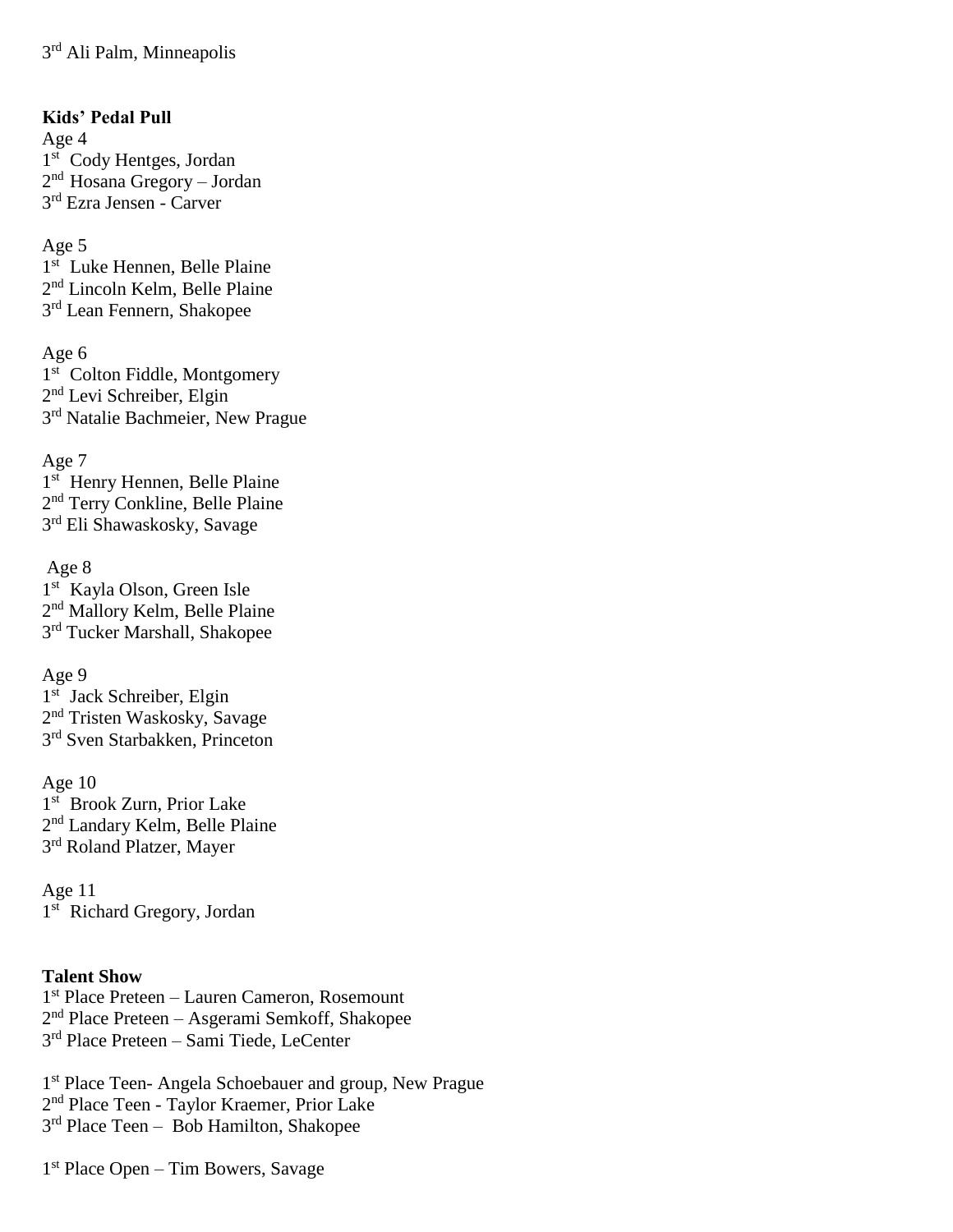3rd Ali Palm, Minneapolis

**Kids' Pedal Pull**

Age 4
1st Cody Hentges, Jordan
2nd Hosana Gregory – Jordan
3rd Ezra Jensen - Carver

Age 5
1st Luke Hennen, Belle Plaine
2nd Lincoln Kelm, Belle Plaine
3rd Lean Fennern, Shakopee

Age 6
1st Colton Fiddle, Montgomery
2nd Levi Schreiber, Elgin
3rd Natalie Bachmeier, New Prague

Age 7
1st Henry Hennen, Belle Plaine
2nd Terry Conkline, Belle Plaine
3rd Eli Shawaskosky, Savage

Age 8
1st Kayla Olson, Green Isle
2nd Mallory Kelm, Belle Plaine
3rd Tucker Marshall, Shakopee

Age 9
1st Jack Schreiber, Elgin
2nd Tristen Waskosky, Savage
3rd Sven Starbakken, Princeton

Age 10
1st Brook Zurn, Prior Lake
2nd Landary Kelm, Belle Plaine
3rd Roland Platzer, Mayer

Age 11
1st Richard Gregory, Jordan

**Talent Show**

1st Place Preteen – Lauren Cameron, Rosemount
2nd Place Preteen – Asgerami Semkoff, Shakopee
3rd Place Preteen – Sami Tiede, LeCenter

1st Place Teen- Angela Schoebauer and group, New Prague
2nd Place Teen - Taylor Kraemer, Prior Lake
3rd Place Teen – Bob Hamilton, Shakopee

1st Place Open – Tim Bowers, Savage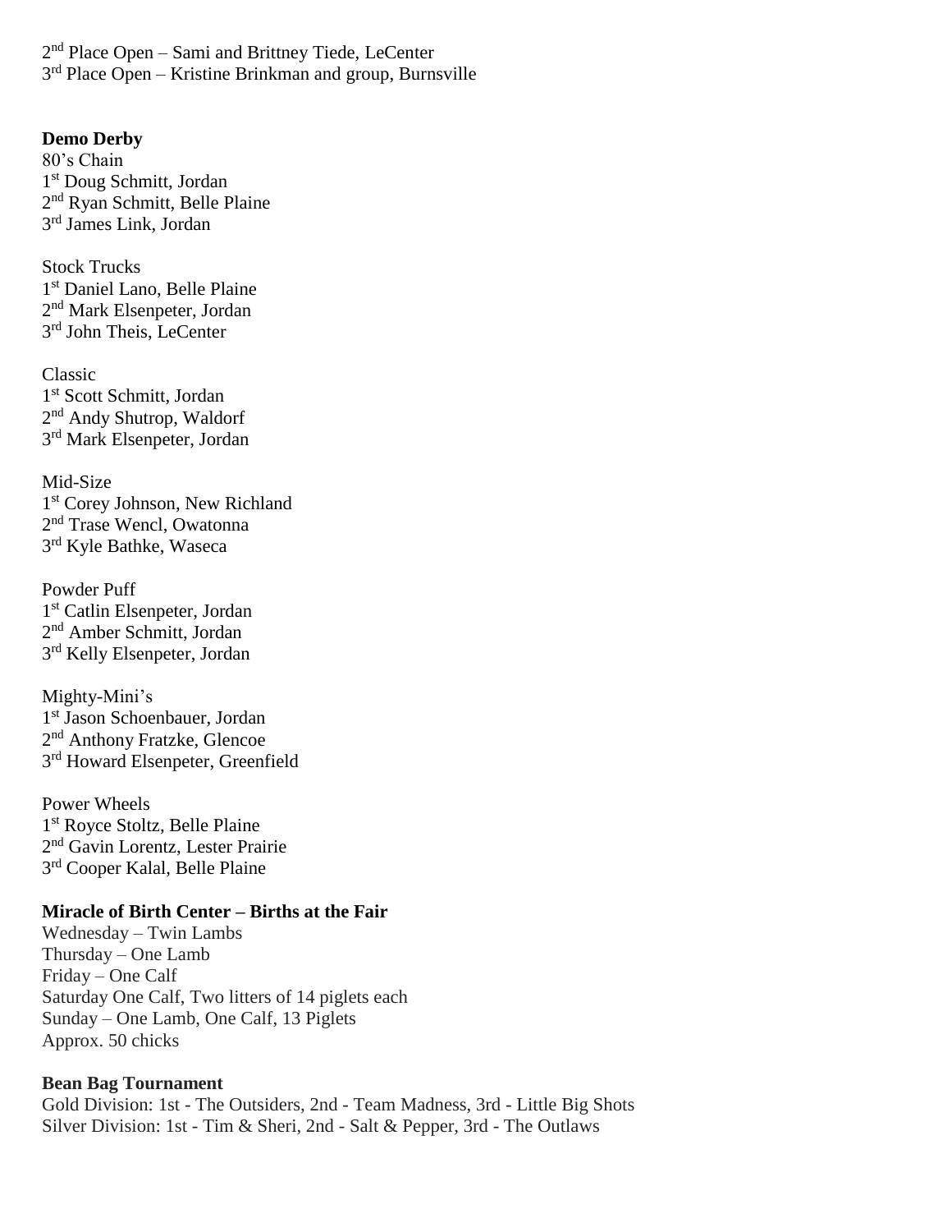2nd Place Open – Sami and Brittney Tiede, LeCenter
3rd Place Open – Kristine Brinkman and group, Burnsville

**Demo Derby**

80's Chain
1st Doug Schmitt, Jordan
2nd Ryan Schmitt, Belle Plaine
3rd James Link, Jordan

Stock Trucks
1st Daniel Lano, Belle Plaine
2nd Mark Elsenpeter, Jordan
3rd John Theis, LeCenter

Classic
1st Scott Schmitt, Jordan
2nd Andy Shutrop, Waldorf
3rd Mark Elsenpeter, Jordan

Mid-Size
1st Corey Johnson, New Richland
2nd Trase Wencl, Owatonna
3rd Kyle Bathke, Waseca

Powder Puff
1st Catlin Elsenpeter, Jordan
2nd Amber Schmitt, Jordan
3rd Kelly Elsenpeter, Jordan

Mighty-Mini's
1st Jason Schoenbauer, Jordan
2nd Anthony Fratzke, Glencoe
3rd Howard Elsenpeter, Greenfield

Power Wheels
1st Royce Stoltz, Belle Plaine
2nd Gavin Lorentz, Lester Prairie
3rd Cooper Kalal, Belle Plaine

**Miracle of Birth Center – Births at the Fair**

Wednesday – Twin Lambs
Thursday – One Lamb
Friday – One Calf
Saturday One Calf, Two litters of 14 piglets each
Sunday – One Lamb, One Calf, 13 Piglets
Approx. 50 chicks

**Bean Bag Tournament**

Gold Division: 1st - The Outsiders, 2nd - Team Madness, 3rd - Little Big Shots
Silver Division: 1st - Tim & Sheri, 2nd - Salt & Pepper, 3rd - The Outlaws